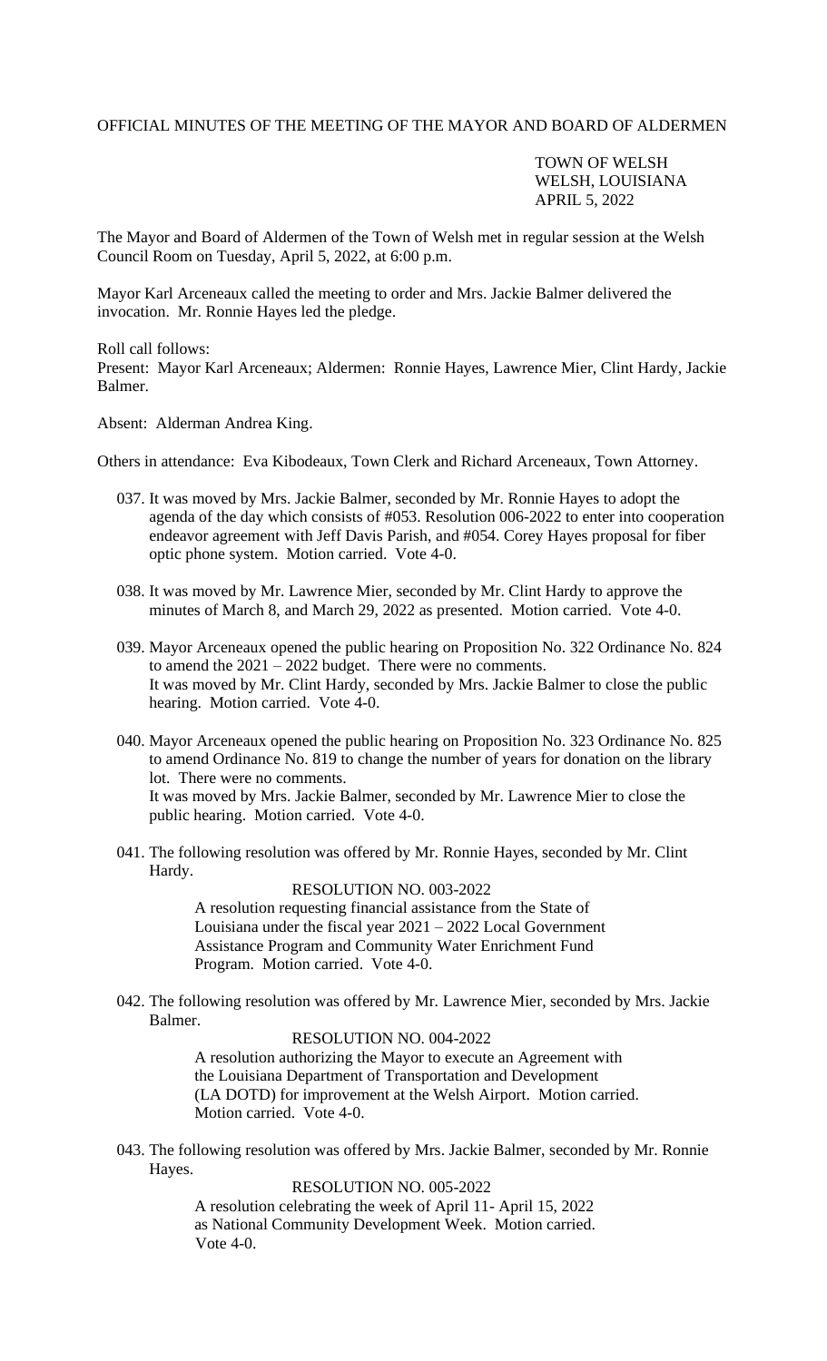OFFICIAL MINUTES OF THE MEETING OF THE MAYOR AND BOARD OF ALDERMEN

TOWN OF WELSH
WELSH, LOUISIANA
APRIL 5, 2022

The Mayor and Board of Aldermen of the Town of Welsh met in regular session at the Welsh Council Room on Tuesday, April 5, 2022, at 6:00 p.m.

Mayor Karl Arceneaux called the meeting to order and Mrs. Jackie Balmer delivered the invocation. Mr. Ronnie Hayes led the pledge.

Roll call follows:
Present: Mayor Karl Arceneaux; Aldermen: Ronnie Hayes, Lawrence Mier, Clint Hardy, Jackie Balmer.

Absent: Alderman Andrea King.

Others in attendance: Eva Kibodeaux, Town Clerk and Richard Arceneaux, Town Attorney.

037. It was moved by Mrs. Jackie Balmer, seconded by Mr. Ronnie Hayes to adopt the agenda of the day which consists of #053. Resolution 006-2022 to enter into cooperation endeavor agreement with Jeff Davis Parish, and #054. Corey Hayes proposal for fiber optic phone system. Motion carried. Vote 4-0.

038. It was moved by Mr. Lawrence Mier, seconded by Mr. Clint Hardy to approve the minutes of March 8, and March 29, 2022 as presented. Motion carried. Vote 4-0.

039. Mayor Arceneaux opened the public hearing on Proposition No. 322 Ordinance No. 824 to amend the 2021 – 2022 budget. There were no comments.
It was moved by Mr. Clint Hardy, seconded by Mrs. Jackie Balmer to close the public hearing. Motion carried. Vote 4-0.

040. Mayor Arceneaux opened the public hearing on Proposition No. 323 Ordinance No. 825 to amend Ordinance No. 819 to change the number of years for donation on the library lot. There were no comments.
It was moved by Mrs. Jackie Balmer, seconded by Mr. Lawrence Mier to close the public hearing. Motion carried. Vote 4-0.

041. The following resolution was offered by Mr. Ronnie Hayes, seconded by Mr. Clint Hardy.

RESOLUTION NO. 003-2022

A resolution requesting financial assistance from the State of Louisiana under the fiscal year 2021 – 2022 Local Government Assistance Program and Community Water Enrichment Fund Program. Motion carried. Vote 4-0.

042. The following resolution was offered by Mr. Lawrence Mier, seconded by Mrs. Jackie Balmer.

RESOLUTION NO. 004-2022

A resolution authorizing the Mayor to execute an Agreement with the Louisiana Department of Transportation and Development (LA DOTD) for improvement at the Welsh Airport. Motion carried. Motion carried. Vote 4-0.

043. The following resolution was offered by Mrs. Jackie Balmer, seconded by Mr. Ronnie Hayes.

RESOLUTION NO. 005-2022

A resolution celebrating the week of April 11- April 15, 2022 as National Community Development Week. Motion carried. Vote 4-0.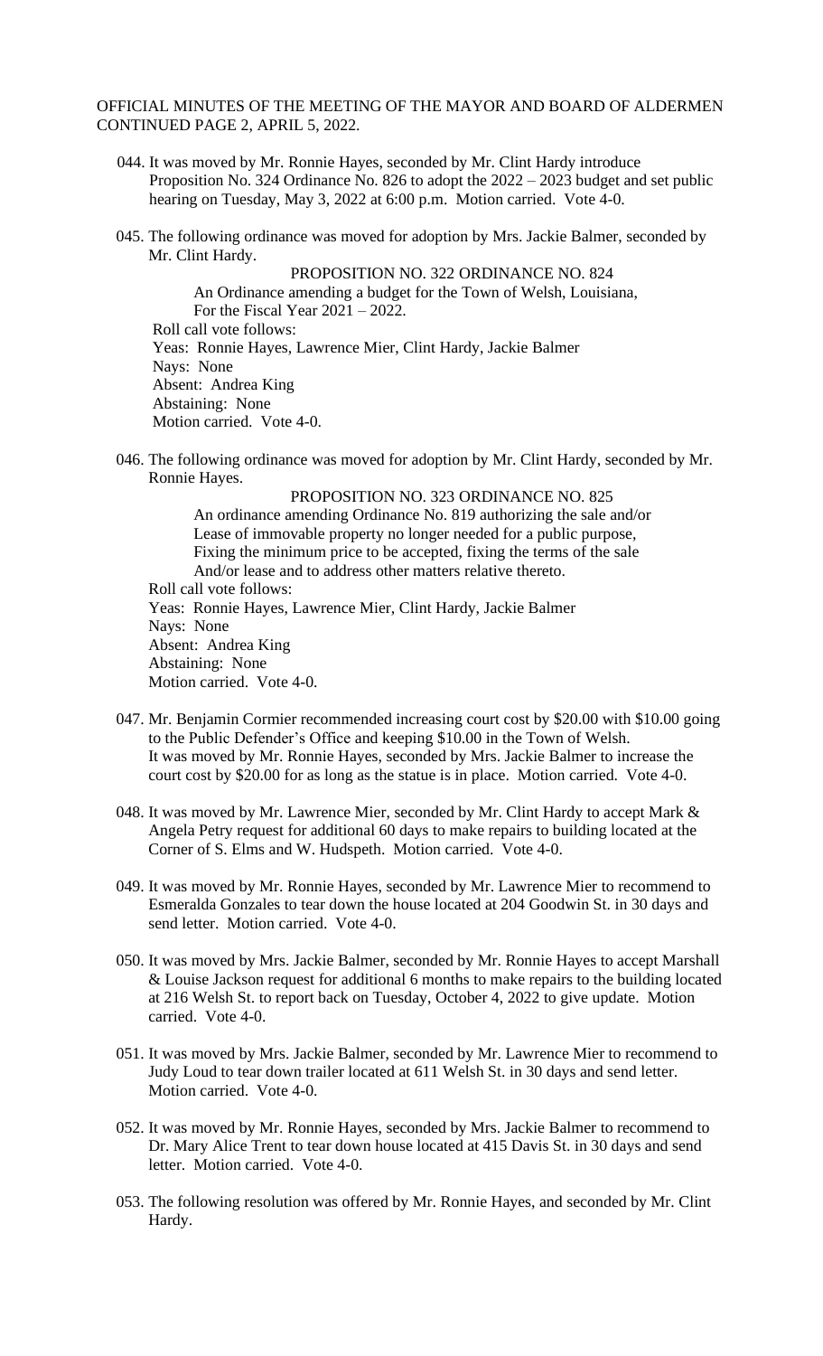OFFICIAL MINUTES OF THE MEETING OF THE MAYOR AND BOARD OF ALDERMEN CONTINUED PAGE 2, APRIL 5, 2022.

044. It was moved by Mr. Ronnie Hayes, seconded by Mr. Clint Hardy introduce Proposition No. 324 Ordinance No. 826 to adopt the 2022 – 2023 budget and set public hearing on Tuesday, May 3, 2022 at 6:00 p.m. Motion carried. Vote 4-0.

045. The following ordinance was moved for adoption by Mrs. Jackie Balmer, seconded by Mr. Clint Hardy.

PROPOSITION NO. 322 ORDINANCE NO. 824

An Ordinance amending a budget for the Town of Welsh, Louisiana, For the Fiscal Year 2021 – 2022.

Roll call vote follows:
Yeas: Ronnie Hayes, Lawrence Mier, Clint Hardy, Jackie Balmer
Nays: None
Absent: Andrea King
Abstaining: None
Motion carried. Vote 4-0.

046. The following ordinance was moved for adoption by Mr. Clint Hardy, seconded by Mr. Ronnie Hayes.

PROPOSITION NO. 323 ORDINANCE NO. 825

An ordinance amending Ordinance No. 819 authorizing the sale and/or Lease of immovable property no longer needed for a public purpose, Fixing the minimum price to be accepted, fixing the terms of the sale And/or lease and to address other matters relative thereto.

Roll call vote follows:
Yeas: Ronnie Hayes, Lawrence Mier, Clint Hardy, Jackie Balmer
Nays: None
Absent: Andrea King
Abstaining: None
Motion carried. Vote 4-0.

047. Mr. Benjamin Cormier recommended increasing court cost by $20.00 with $10.00 going to the Public Defender's Office and keeping $10.00 in the Town of Welsh. It was moved by Mr. Ronnie Hayes, seconded by Mrs. Jackie Balmer to increase the court cost by $20.00 for as long as the statue is in place. Motion carried. Vote 4-0.

048. It was moved by Mr. Lawrence Mier, seconded by Mr. Clint Hardy to accept Mark & Angela Petry request for additional 60 days to make repairs to building located at the Corner of S. Elms and W. Hudspeth. Motion carried. Vote 4-0.

049. It was moved by Mr. Ronnie Hayes, seconded by Mr. Lawrence Mier to recommend to Esmeralda Gonzales to tear down the house located at 204 Goodwin St. in 30 days and send letter. Motion carried. Vote 4-0.

050. It was moved by Mrs. Jackie Balmer, seconded by Mr. Ronnie Hayes to accept Marshall & Louise Jackson request for additional 6 months to make repairs to the building located at 216 Welsh St. to report back on Tuesday, October 4, 2022 to give update. Motion carried. Vote 4-0.

051. It was moved by Mrs. Jackie Balmer, seconded by Mr. Lawrence Mier to recommend to Judy Loud to tear down trailer located at 611 Welsh St. in 30 days and send letter. Motion carried. Vote 4-0.

052. It was moved by Mr. Ronnie Hayes, seconded by Mrs. Jackie Balmer to recommend to Dr. Mary Alice Trent to tear down house located at 415 Davis St. in 30 days and send letter. Motion carried. Vote 4-0.

053. The following resolution was offered by Mr. Ronnie Hayes, and seconded by Mr. Clint Hardy.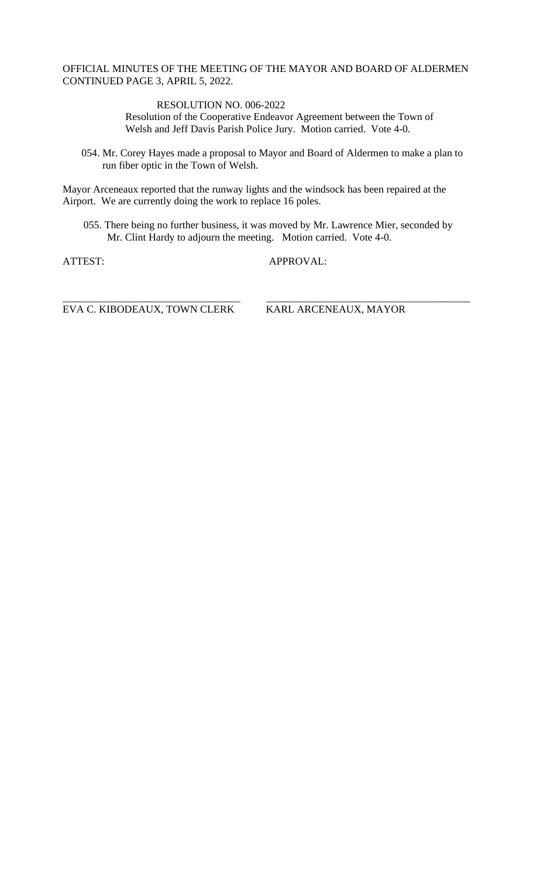OFFICIAL MINUTES OF THE MEETING OF THE MAYOR AND BOARD OF ALDERMEN CONTINUED PAGE 3, APRIL 5, 2022.

RESOLUTION NO. 006-2022

Resolution of the Cooperative Endeavor Agreement between the Town of Welsh and Jeff Davis Parish Police Jury. Motion carried. Vote 4-0.

054. Mr. Corey Hayes made a proposal to Mayor and Board of Aldermen to make a plan to run fiber optic in the Town of Welsh.

Mayor Arceneaux reported that the runway lights and the windsock has been repaired at the Airport. We are currently doing the work to replace 16 poles.

055. There being no further business, it was moved by Mr. Lawrence Mier, seconded by Mr. Clint Hardy to adjourn the meeting. Motion carried. Vote 4-0.

| ATTEST: | APPROVAL: |
| --- | --- |
| ___________________________________ | ___________________________________ |
| EVA C. KIBODEAUX, TOWN CLERK | KARL ARCENEAUX, MAYOR |